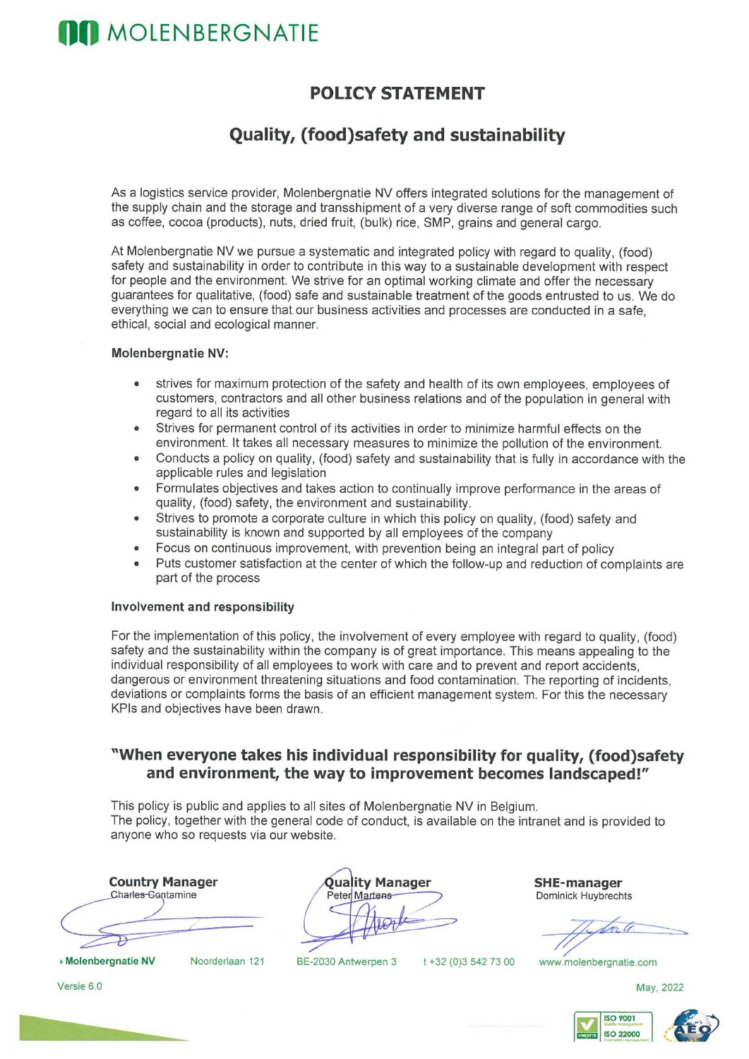MOLENBERGNATIE

# POLICY STATEMENT

## Quality, (food)safety and sustainability

As a logistics service provider, Molenbergnatie NV offers integrated solutions for the management of the supply chain and the storage and transshipment of a very diverse range of soft commodities such as coffee, cocoa (products), nuts, dried fruit, (bulk) rice, SMP, grains and general cargo.

At Molenbergnatie NV we pursue a systematic and integrated policy with regard to quality, (food) safety and sustainability in order to contribute in this way to a sustainable development with respect for people and the environment. We strive for an optimal working climate and offer the necessary guarantees for qualitative, (food) safe and sustainable treatment of the goods entrusted to us. We do everything we can to ensure that our business activities and processes are conducted in a safe, ethical, social and ecological manner.

**Molenbergnatie NV:**

- strives for maximum protection of the safety and health of its own employees, employees of customers, contractors and all other business relations and of the population in general with regard to all its activities
- Strives for permanent control of its activities in order to minimize harmful effects on the environment. It takes all necessary measures to minimize the pollution of the environment.
- Conducts a policy on quality, (food) safety and sustainability that is fully in accordance with the applicable rules and legislation
- Formulates objectives and takes action to continually improve performance in the areas of quality, (food) safety, the environment and sustainability.
- Strives to promote a corporate culture in which this policy on quality, (food) safety and sustainability is known and supported by all employees of the company
- Focus on continuous improvement, with prevention being an integral part of policy
- Puts customer satisfaction at the center of which the follow-up and reduction of complaints are part of the process

**Involvement and responsibility**

For the implementation of this policy, the involvement of every employee with regard to quality, (food) safety and the sustainability within the company is of great importance. This means appealing to the individual responsibility of all employees to work with care and to prevent and report accidents, dangerous or environment threatening situations and food contamination. The reporting of incidents, deviations or complaints forms the basis of an efficient management system. For this the necessary KPIs and objectives have been drawn.

**"When everyone takes his individual responsibility for quality, (food)safety and environment, the way to improvement becomes landscaped!"**

This policy is public and applies to all sites of Molenbergnatie NV in Belgium.
The policy, together with the general code of conduct, is available on the intranet and is provided to anyone who so requests via our website.

| Country Manager | Quality Manager | SHE-manager |
|---|---|---|
| Charles Contamine | Peter Martens | Dominick Huybrechts |

Molenbergnatie NV Noorderlaan 121 BE-2030 Antwerpen 3 t +32 (0)3 542 73 00 www.molenbergnatie.com

Versie 6.0

May, 2022

ISO 9001 ISO 22000 AEO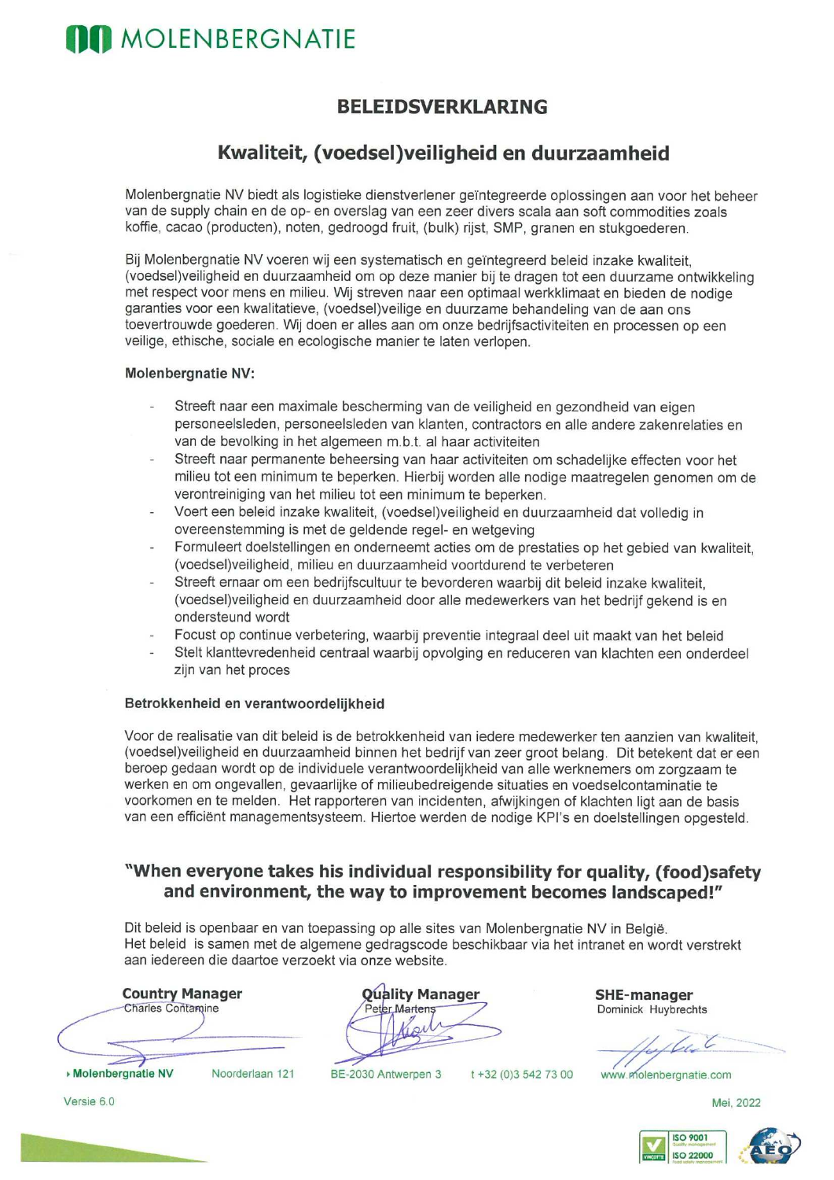# MOLENBERGNATIE

## BELEIDSVERKLARING

### Kwaliteit, (voedsel)veiligheid en duurzaamheid

Molenbergnatie NV biedt als logistieke dienstverlener geïntegreerde oplossingen aan voor het beheer van de supply chain en de op- en overslag van een zeer divers scala aan soft commodities zoals koffie, cacao (producten), noten, gedroogd fruit, (bulk) rijst, SMP, granen en stukgoederen.

Bij Molenbergnatie NV voeren wij een systematisch en geïntegreerd beleid inzake kwaliteit, (voedsel)veiligheid en duurzaamheid om op deze manier bij te dragen tot een duurzame ontwikkeling met respect voor mens en milieu. Wij streven naar een optimaal werkklimaat en bieden de nodige garanties voor een kwalitatieve, (voedsel)veilige en duurzame behandeling van de aan ons toevertrouwde goederen. Wij doen er alles aan om onze bedrijfsactiviteiten en processen op een veilige, ethische, sociale en ecologische manier te laten verlopen.

**Molenbergnatie NV:**

- Streeft naar een maximale bescherming van de veiligheid en gezondheid van eigen personeelsleden, personeelsleden van klanten, contractors en alle andere zakenrelaties en van de bevolking in het algemeen m.b.t. al haar activiteiten
- Streeft naar permanente beheersing van haar activiteiten om schadelijke effecten voor het milieu tot een minimum te beperken. Hierbij worden alle nodige maatregelen genomen om de verontreiniging van het milieu tot een minimum te beperken.
- Voert een beleid inzake kwaliteit, (voedsel)veiligheid en duurzaamheid dat volledig in overeenstemming is met de geldende regel- en wetgeving
- Formuleert doelstellingen en onderneemt acties om de prestaties op het gebied van kwaliteit, (voedsel)veiligheid, milieu en duurzaamheid voortdurend te verbeteren
- Streeft ernaar om een bedrijfscultuur te bevorderen waarbij dit beleid inzake kwaliteit, (voedsel)veiligheid en duurzaamheid door alle medewerkers van het bedrijf gekend is en ondersteund wordt
- Focust op continue verbetering, waarbij preventie integraal deel uit maakt van het beleid
- Stelt klanttevredenheid centraal waarbij opvolging en reduceren van klachten een onderdeel zijn van het proces

**Betrokkenheid en verantwoordelijkheid**

Voor de realisatie van dit beleid is de betrokkenheid van iedere medewerker ten aanzien van kwaliteit, (voedsel)veiligheid en duurzaamheid binnen het bedrijf van zeer groot belang. Dit betekent dat er een beroep gedaan wordt op de individuele verantwoordelijkheid van alle werknemers om zorgzaam te werken en om ongevallen, gevaarlijke of milieubedreigende situaties en voedselcontaminatie te voorkomen en te melden. Het rapporteren van incidenten, afwijkingen of klachten ligt aan de basis van een efficiënt managementsysteem. Hiertoe werden de nodige KPI's en doelstellingen opgesteld.

**"When everyone takes his individual responsibility for quality, (food)safety and environment, the way to improvement becomes landscaped!"**

Dit beleid is openbaar en van toepassing op alle sites van Molenbergnatie NV in België.
Het beleid is samen met de algemene gedragscode beschikbaar via het intranet en wordt verstrekt aan iedereen die daartoe verzoekt via onze website.

**Country Manager**
Charles Contamine

**Quality Manager**
Peter Martens

**SHE-manager**
Dominick Huybrechts

Molenbergnatie NV — Noorderlaan 121 — BE-2030 Antwerpen 3 — t +32 (0)3 542 73 00 — www.molenbergnatie.com

Versie 6.0 — Mei, 2022

ISO 9001 — ISO 22000 — AEO